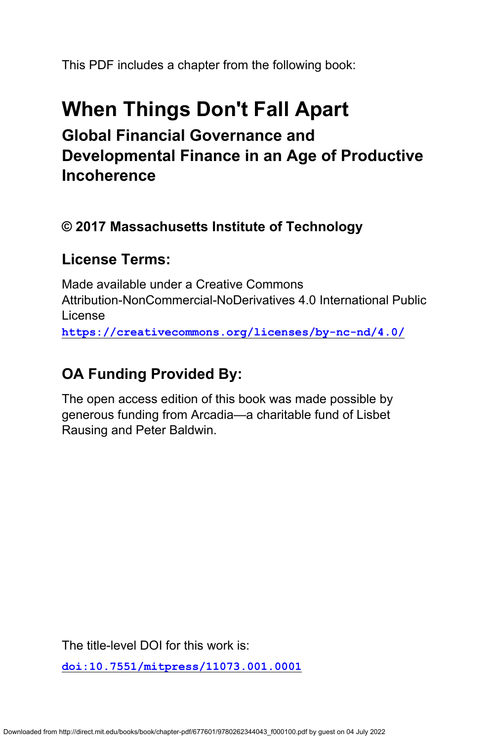This PDF includes a chapter from the following book:

# When Things Don't Fall Apart

## Global Financial Governance and Developmental Finance in an Age of Productive Incoherence

### © 2017 Massachusetts Institute of Technology

### License Terms:

Made available under a Creative Commons Attribution-NonCommercial-NoDerivatives 4.0 International Public License

**https://creativecommons.org/licenses/by-nc-nd/4.0/**

### OA Funding Provided By:

The open access edition of this book was made possible by generous funding from Arcadia—a charitable fund of Lisbet Rausing and Peter Baldwin.

The title-level DOI for this work is:

**doi:10.7551/mitpress/11073.001.0001**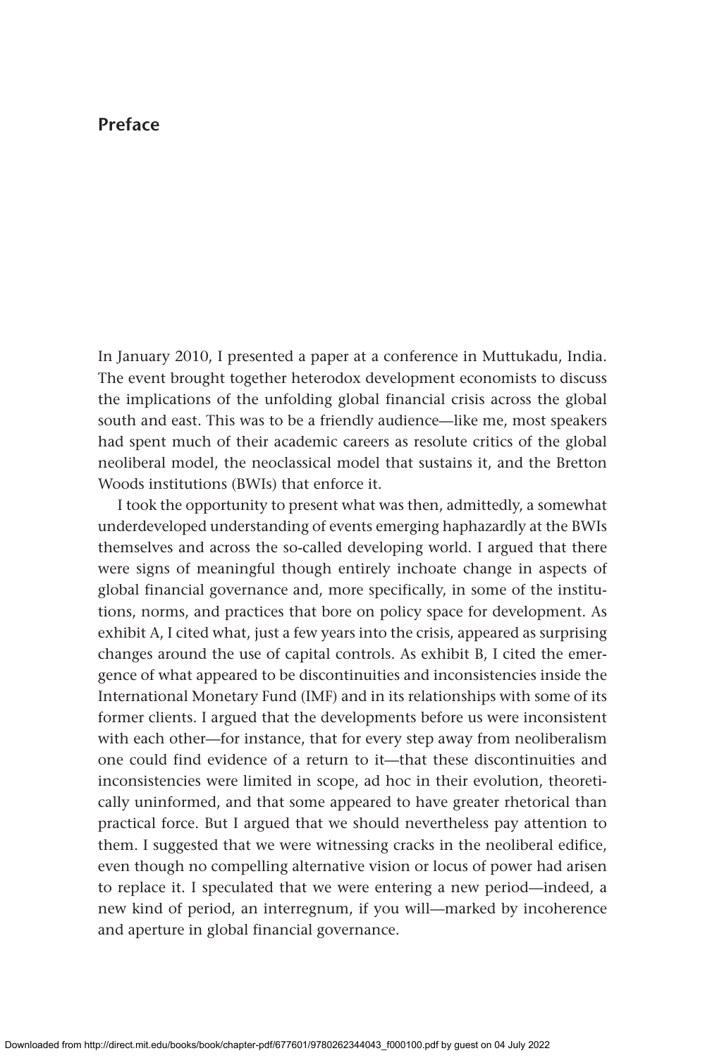## Preface

In January 2010, I presented a paper at a conference in Muttukadu, India. The event brought together heterodox development economists to discuss the implications of the unfolding global financial crisis across the global south and east. This was to be a friendly audience—like me, most speakers had spent much of their academic careers as resolute critics of the global neoliberal model, the neoclassical model that sustains it, and the Bretton Woods institutions (BWIs) that enforce it.

I took the opportunity to present what was then, admittedly, a somewhat underdeveloped understanding of events emerging haphazardly at the BWIs themselves and across the so-called developing world. I argued that there were signs of meaningful though entirely inchoate change in aspects of global financial governance and, more specifically, in some of the institutions, norms, and practices that bore on policy space for development. As exhibit A, I cited what, just a few years into the crisis, appeared as surprising changes around the use of capital controls. As exhibit B, I cited the emergence of what appeared to be discontinuities and inconsistencies inside the International Monetary Fund (IMF) and in its relationships with some of its former clients. I argued that the developments before us were inconsistent with each other—for instance, that for every step away from neoliberalism one could find evidence of a return to it—that these discontinuities and inconsistencies were limited in scope, ad hoc in their evolution, theoretically uninformed, and that some appeared to have greater rhetorical than practical force. But I argued that we should nevertheless pay attention to them. I suggested that we were witnessing cracks in the neoliberal edifice, even though no compelling alternative vision or locus of power had arisen to replace it. I speculated that we were entering a new period—indeed, a new kind of period, an interregnum, if you will—marked by incoherence and aperture in global financial governance.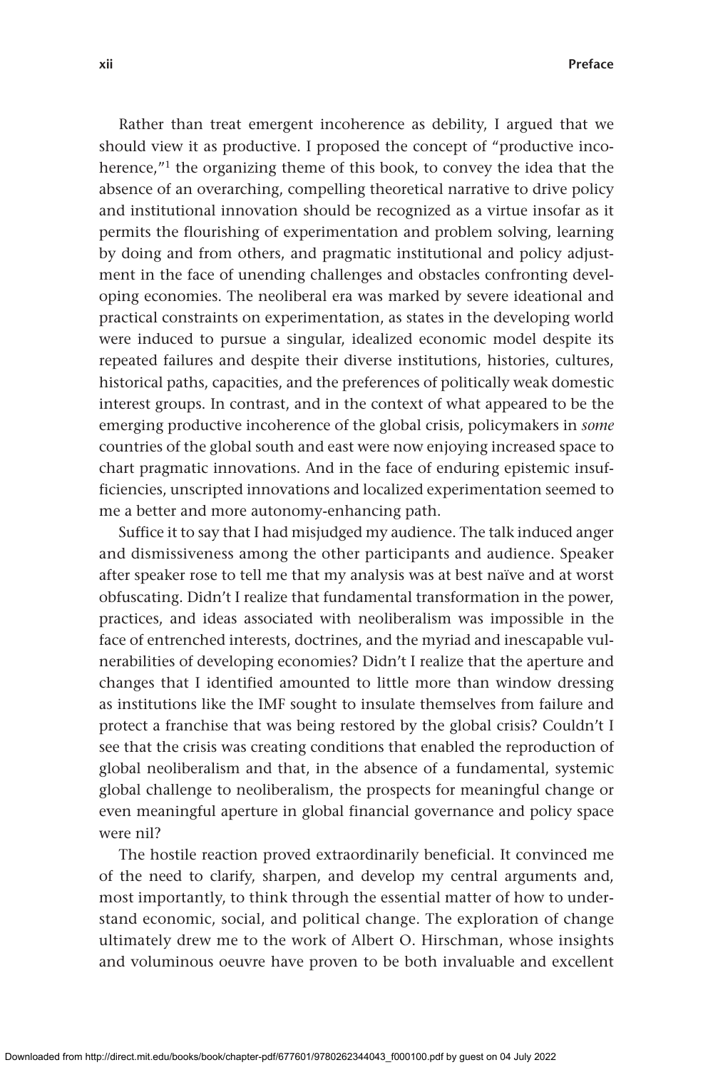Rather than treat emergent incoherence as debility, I argued that we should view it as productive. I proposed the concept of "productive incoherence,"[1] the organizing theme of this book, to convey the idea that the absence of an overarching, compelling theoretical narrative to drive policy and institutional innovation should be recognized as a virtue insofar as it permits the flourishing of experimentation and problem solving, learning by doing and from others, and pragmatic institutional and policy adjustment in the face of unending challenges and obstacles confronting developing economies. The neoliberal era was marked by severe ideational and practical constraints on experimentation, as states in the developing world were induced to pursue a singular, idealized economic model despite its repeated failures and despite their diverse institutions, histories, cultures, historical paths, capacities, and the preferences of politically weak domestic interest groups. In contrast, and in the context of what appeared to be the emerging productive incoherence of the global crisis, policymakers in *some* countries of the global south and east were now enjoying increased space to chart pragmatic innovations. And in the face of enduring epistemic insufficiencies, unscripted innovations and localized experimentation seemed to me a better and more autonomy-enhancing path.

Suffice it to say that I had misjudged my audience. The talk induced anger and dismissiveness among the other participants and audience. Speaker after speaker rose to tell me that my analysis was at best naïve and at worst obfuscating. Didn't I realize that fundamental transformation in the power, practices, and ideas associated with neoliberalism was impossible in the face of entrenched interests, doctrines, and the myriad and inescapable vulnerabilities of developing economies? Didn't I realize that the aperture and changes that I identified amounted to little more than window dressing as institutions like the IMF sought to insulate themselves from failure and protect a franchise that was being restored by the global crisis? Couldn't I see that the crisis was creating conditions that enabled the reproduction of global neoliberalism and that, in the absence of a fundamental, systemic global challenge to neoliberalism, the prospects for meaningful change or even meaningful aperture in global financial governance and policy space were nil?

The hostile reaction proved extraordinarily beneficial. It convinced me of the need to clarify, sharpen, and develop my central arguments and, most importantly, to think through the essential matter of how to understand economic, social, and political change. The exploration of change ultimately drew me to the work of Albert O. Hirschman, whose insights and voluminous oeuvre have proven to be both invaluable and excellent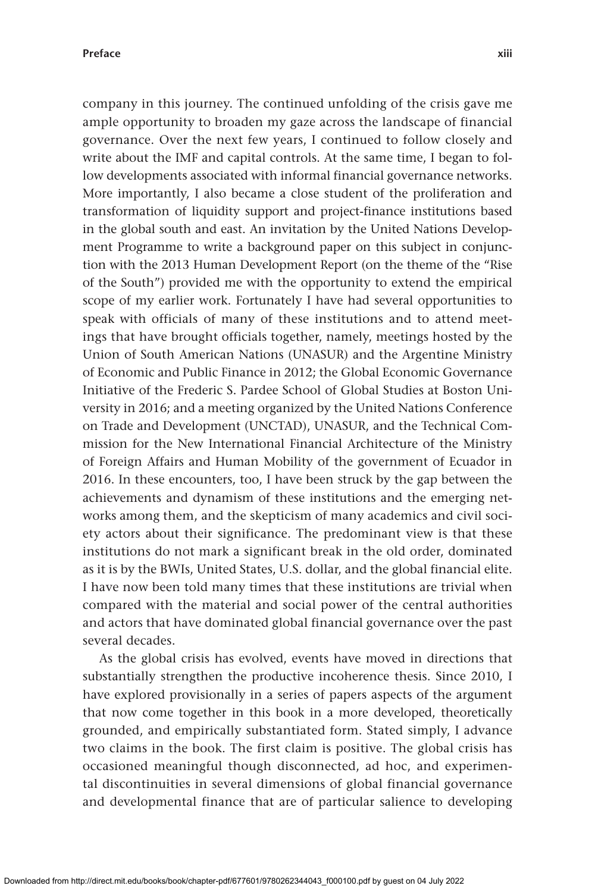company in this journey. The continued unfolding of the crisis gave me ample opportunity to broaden my gaze across the landscape of financial governance. Over the next few years, I continued to follow closely and write about the IMF and capital controls. At the same time, I began to follow developments associated with informal financial governance networks. More importantly, I also became a close student of the proliferation and transformation of liquidity support and project-finance institutions based in the global south and east. An invitation by the United Nations Development Programme to write a background paper on this subject in conjunction with the 2013 Human Development Report (on the theme of the "Rise of the South") provided me with the opportunity to extend the empirical scope of my earlier work. Fortunately I have had several opportunities to speak with officials of many of these institutions and to attend meetings that have brought officials together, namely, meetings hosted by the Union of South American Nations (UNASUR) and the Argentine Ministry of Economic and Public Finance in 2012; the Global Economic Governance Initiative of the Frederic S. Pardee School of Global Studies at Boston University in 2016; and a meeting organized by the United Nations Conference on Trade and Development (UNCTAD), UNASUR, and the Technical Commission for the New International Financial Architecture of the Ministry of Foreign Affairs and Human Mobility of the government of Ecuador in 2016. In these encounters, too, I have been struck by the gap between the achievements and dynamism of these institutions and the emerging networks among them, and the skepticism of many academics and civil society actors about their significance. The predominant view is that these institutions do not mark a significant break in the old order, dominated as it is by the BWIs, United States, U.S. dollar, and the global financial elite. I have now been told many times that these institutions are trivial when compared with the material and social power of the central authorities and actors that have dominated global financial governance over the past several decades.

As the global crisis has evolved, events have moved in directions that substantially strengthen the productive incoherence thesis. Since 2010, I have explored provisionally in a series of papers aspects of the argument that now come together in this book in a more developed, theoretically grounded, and empirically substantiated form. Stated simply, I advance two claims in the book. The first claim is positive. The global crisis has occasioned meaningful though disconnected, ad hoc, and experimental discontinuities in several dimensions of global financial governance and developmental finance that are of particular salience to developing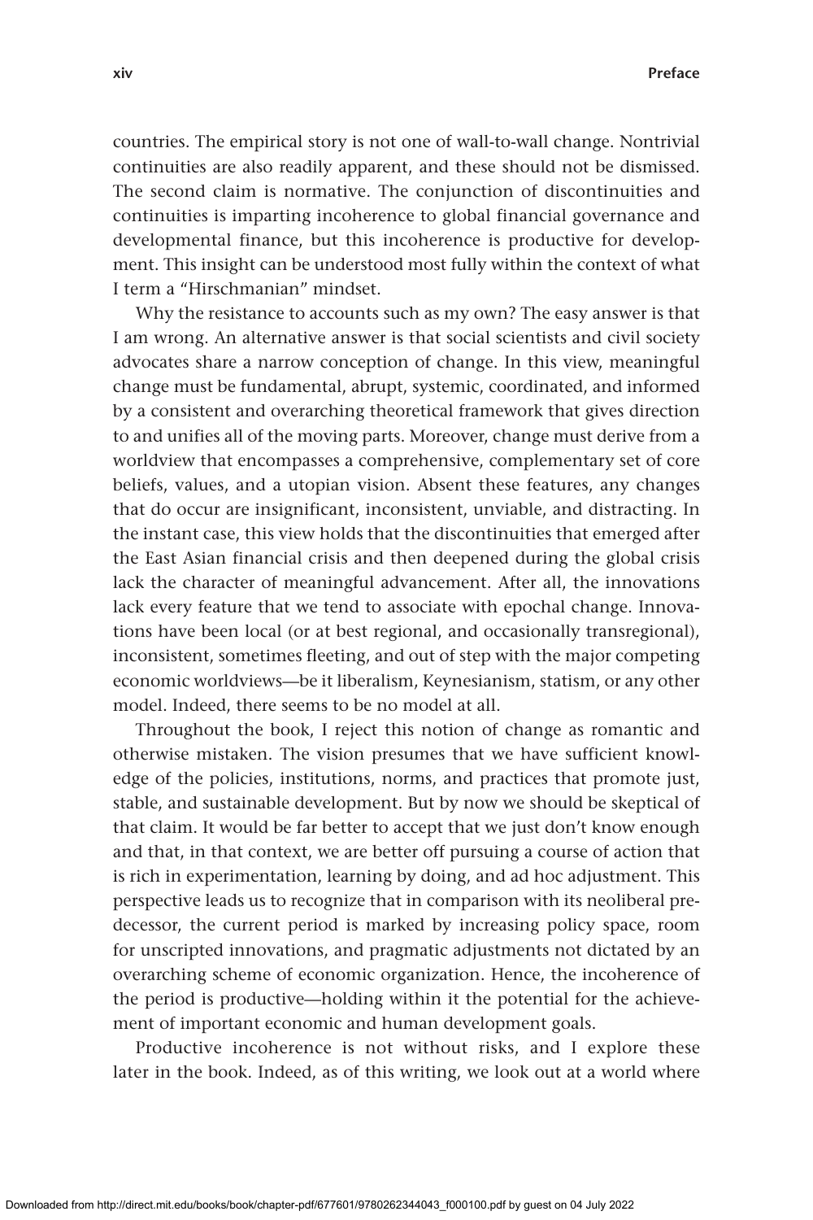countries. The empirical story is not one of wall-to-wall change. Nontrivial continuities are also readily apparent, and these should not be dismissed. The second claim is normative. The conjunction of discontinuities and continuities is imparting incoherence to global financial governance and developmental finance, but this incoherence is productive for development. This insight can be understood most fully within the context of what I term a "Hirschmanian" mindset.

Why the resistance to accounts such as my own? The easy answer is that I am wrong. An alternative answer is that social scientists and civil society advocates share a narrow conception of change. In this view, meaningful change must be fundamental, abrupt, systemic, coordinated, and informed by a consistent and overarching theoretical framework that gives direction to and unifies all of the moving parts. Moreover, change must derive from a worldview that encompasses a comprehensive, complementary set of core beliefs, values, and a utopian vision. Absent these features, any changes that do occur are insignificant, inconsistent, unviable, and distracting. In the instant case, this view holds that the discontinuities that emerged after the East Asian financial crisis and then deepened during the global crisis lack the character of meaningful advancement. After all, the innovations lack every feature that we tend to associate with epochal change. Innovations have been local (or at best regional, and occasionally transregional), inconsistent, sometimes fleeting, and out of step with the major competing economic worldviews—be it liberalism, Keynesianism, statism, or any other model. Indeed, there seems to be no model at all.

Throughout the book, I reject this notion of change as romantic and otherwise mistaken. The vision presumes that we have sufficient knowledge of the policies, institutions, norms, and practices that promote just, stable, and sustainable development. But by now we should be skeptical of that claim. It would be far better to accept that we just don't know enough and that, in that context, we are better off pursuing a course of action that is rich in experimentation, learning by doing, and ad hoc adjustment. This perspective leads us to recognize that in comparison with its neoliberal predecessor, the current period is marked by increasing policy space, room for unscripted innovations, and pragmatic adjustments not dictated by an overarching scheme of economic organization. Hence, the incoherence of the period is productive—holding within it the potential for the achievement of important economic and human development goals.

Productive incoherence is not without risks, and I explore these later in the book. Indeed, as of this writing, we look out at a world where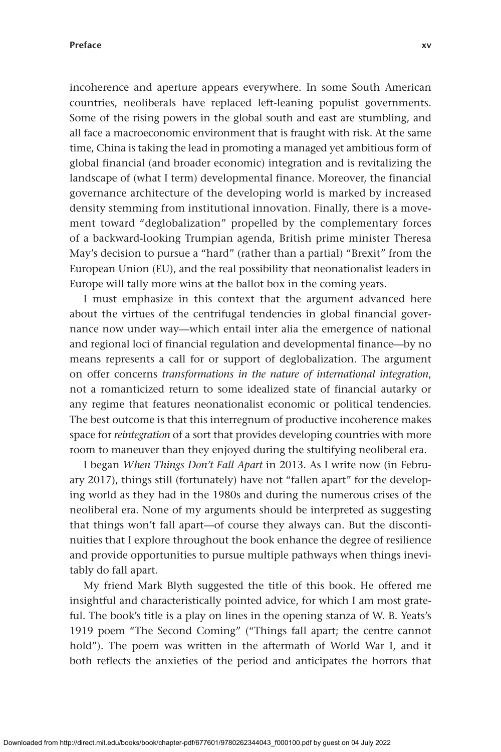incoherence and aperture appears everywhere. In some South American countries, neoliberals have replaced left-leaning populist governments. Some of the rising powers in the global south and east are stumbling, and all face a macroeconomic environment that is fraught with risk. At the same time, China is taking the lead in promoting a managed yet ambitious form of global financial (and broader economic) integration and is revitalizing the landscape of (what I term) developmental finance. Moreover, the financial governance architecture of the developing world is marked by increased density stemming from institutional innovation. Finally, there is a movement toward "deglobalization" propelled by the complementary forces of a backward-looking Trumpian agenda, British prime minister Theresa May's decision to pursue a "hard" (rather than a partial) "Brexit" from the European Union (EU), and the real possibility that neonationalist leaders in Europe will tally more wins at the ballot box in the coming years.

I must emphasize in this context that the argument advanced here about the virtues of the centrifugal tendencies in global financial governance now under way—which entail inter alia the emergence of national and regional loci of financial regulation and developmental finance—by no means represents a call for or support of deglobalization. The argument on offer concerns *transformations in the nature of international integration*, not a romanticized return to some idealized state of financial autarky or any regime that features neonationalist economic or political tendencies. The best outcome is that this interregnum of productive incoherence makes space for *reintegration* of a sort that provides developing countries with more room to maneuver than they enjoyed during the stultifying neoliberal era.

I began *When Things Don't Fall Apart* in 2013. As I write now (in February 2017), things still (fortunately) have not "fallen apart" for the developing world as they had in the 1980s and during the numerous crises of the neoliberal era. None of my arguments should be interpreted as suggesting that things won't fall apart—of course they always can. But the discontinuities that I explore throughout the book enhance the degree of resilience and provide opportunities to pursue multiple pathways when things inevitably do fall apart.

My friend Mark Blyth suggested the title of this book. He offered me insightful and characteristically pointed advice, for which I am most grateful. The book's title is a play on lines in the opening stanza of W. B. Yeats's 1919 poem "The Second Coming" ("Things fall apart; the centre cannot hold"). The poem was written in the aftermath of World War I, and it both reflects the anxieties of the period and anticipates the horrors that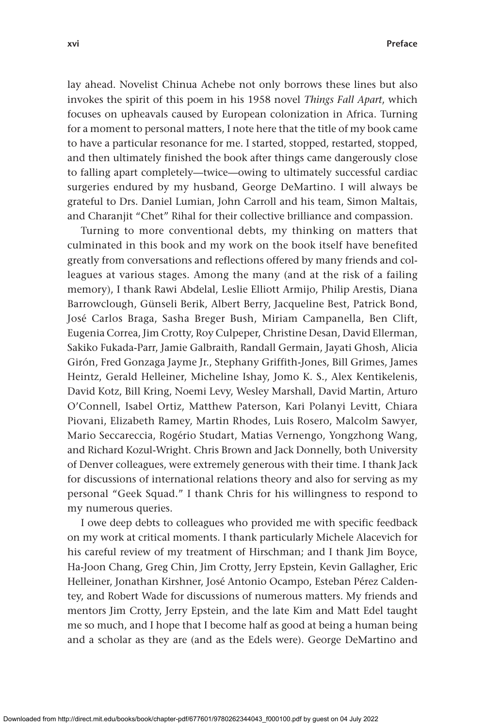lay ahead. Novelist Chinua Achebe not only borrows these lines but also invokes the spirit of this poem in his 1958 novel *Things Fall Apart*, which focuses on upheavals caused by European colonization in Africa. Turning for a moment to personal matters, I note here that the title of my book came to have a particular resonance for me. I started, stopped, restarted, stopped, and then ultimately finished the book after things came dangerously close to falling apart completely—twice—owing to ultimately successful cardiac surgeries endured by my husband, George DeMartino. I will always be grateful to Drs. Daniel Lumian, John Carroll and his team, Simon Maltais, and Charanjit "Chet" Rihal for their collective brilliance and compassion.

Turning to more conventional debts, my thinking on matters that culminated in this book and my work on the book itself have benefited greatly from conversations and reflections offered by many friends and colleagues at various stages. Among the many (and at the risk of a failing memory), I thank Rawi Abdelal, Leslie Elliott Armijo, Philip Arestis, Diana Barrowclough, Günseli Berik, Albert Berry, Jacqueline Best, Patrick Bond, José Carlos Braga, Sasha Breger Bush, Miriam Campanella, Ben Clift, Eugenia Correa, Jim Crotty, Roy Culpeper, Christine Desan, David Ellerman, Sakiko Fukada-Parr, Jamie Galbraith, Randall Germain, Jayati Ghosh, Alicia Girón, Fred Gonzaga Jayme Jr., Stephany Griffith-Jones, Bill Grimes, James Heintz, Gerald Helleiner, Micheline Ishay, Jomo K. S., Alex Kentikelenis, David Kotz, Bill Kring, Noemi Levy, Wesley Marshall, David Martin, Arturo O'Connell, Isabel Ortiz, Matthew Paterson, Kari Polanyi Levitt, Chiara Piovani, Elizabeth Ramey, Martin Rhodes, Luis Rosero, Malcolm Sawyer, Mario Seccareccia, Rogério Studart, Matias Vernengo, Yongzhong Wang, and Richard Kozul-Wright. Chris Brown and Jack Donnelly, both University of Denver colleagues, were extremely generous with their time. I thank Jack for discussions of international relations theory and also for serving as my personal "Geek Squad." I thank Chris for his willingness to respond to my numerous queries.

I owe deep debts to colleagues who provided me with specific feedback on my work at critical moments. I thank particularly Michele Alacevich for his careful review of my treatment of Hirschman; and I thank Jim Boyce, Ha-Joon Chang, Greg Chin, Jim Crotty, Jerry Epstein, Kevin Gallagher, Eric Helleiner, Jonathan Kirshner, José Antonio Ocampo, Esteban Pérez Caldentey, and Robert Wade for discussions of numerous matters. My friends and mentors Jim Crotty, Jerry Epstein, and the late Kim and Matt Edel taught me so much, and I hope that I become half as good at being a human being and a scholar as they are (and as the Edels were). George DeMartino and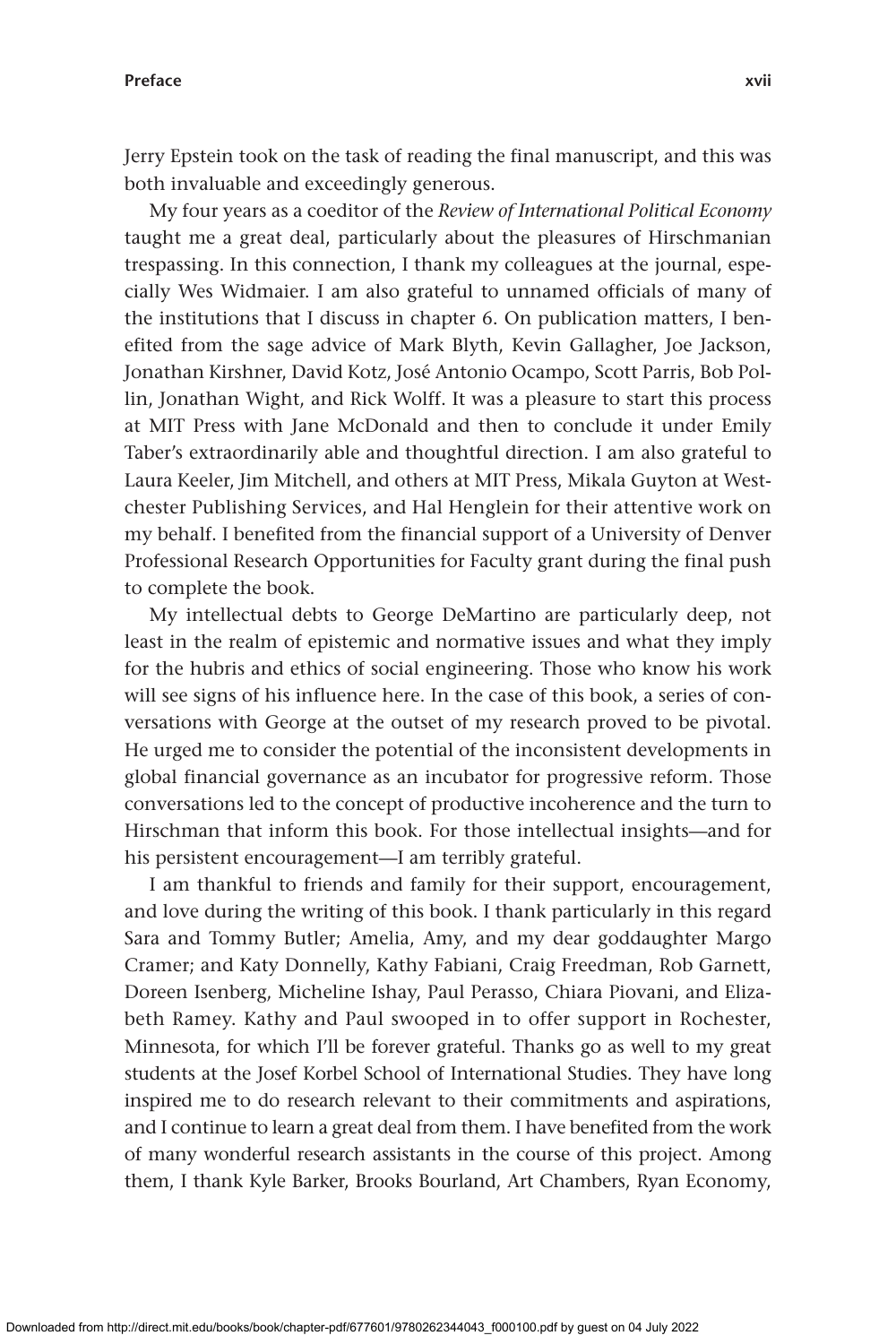Jerry Epstein took on the task of reading the final manuscript, and this was both invaluable and exceedingly generous.

My four years as a coeditor of the *Review of International Political Economy* taught me a great deal, particularly about the pleasures of Hirschmanian trespassing. In this connection, I thank my colleagues at the journal, especially Wes Widmaier. I am also grateful to unnamed officials of many of the institutions that I discuss in chapter 6. On publication matters, I benefited from the sage advice of Mark Blyth, Kevin Gallagher, Joe Jackson, Jonathan Kirshner, David Kotz, José Antonio Ocampo, Scott Parris, Bob Pollin, Jonathan Wight, and Rick Wolff. It was a pleasure to start this process at MIT Press with Jane McDonald and then to conclude it under Emily Taber's extraordinarily able and thoughtful direction. I am also grateful to Laura Keeler, Jim Mitchell, and others at MIT Press, Mikala Guyton at Westchester Publishing Services, and Hal Henglein for their attentive work on my behalf. I benefited from the financial support of a University of Denver Professional Research Opportunities for Faculty grant during the final push to complete the book.

My intellectual debts to George DeMartino are particularly deep, not least in the realm of epistemic and normative issues and what they imply for the hubris and ethics of social engineering. Those who know his work will see signs of his influence here. In the case of this book, a series of conversations with George at the outset of my research proved to be pivotal. He urged me to consider the potential of the inconsistent developments in global financial governance as an incubator for progressive reform. Those conversations led to the concept of productive incoherence and the turn to Hirschman that inform this book. For those intellectual insights—and for his persistent encouragement—I am terribly grateful.

I am thankful to friends and family for their support, encouragement, and love during the writing of this book. I thank particularly in this regard Sara and Tommy Butler; Amelia, Amy, and my dear goddaughter Margo Cramer; and Katy Donnelly, Kathy Fabiani, Craig Freedman, Rob Garnett, Doreen Isenberg, Micheline Ishay, Paul Perasso, Chiara Piovani, and Elizabeth Ramey. Kathy and Paul swooped in to offer support in Rochester, Minnesota, for which I'll be forever grateful. Thanks go as well to my great students at the Josef Korbel School of International Studies. They have long inspired me to do research relevant to their commitments and aspirations, and I continue to learn a great deal from them. I have benefited from the work of many wonderful research assistants in the course of this project. Among them, I thank Kyle Barker, Brooks Bourland, Art Chambers, Ryan Economy,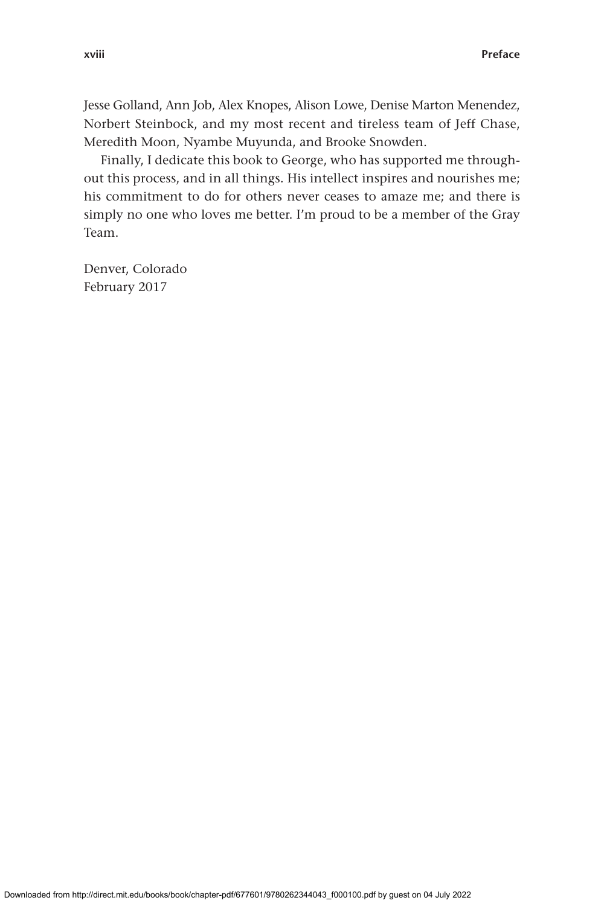Jesse Golland, Ann Job, Alex Knopes, Alison Lowe, Denise Marton Menendez, Norbert Steinbock, and my most recent and tireless team of Jeff Chase, Meredith Moon, Nyambe Muyunda, and Brooke Snowden.

Finally, I dedicate this book to George, who has supported me throughout this process, and in all things. His intellect inspires and nourishes me; his commitment to do for others never ceases to amaze me; and there is simply no one who loves me better. I'm proud to be a member of the Gray Team.

Denver, Colorado  
February 2017